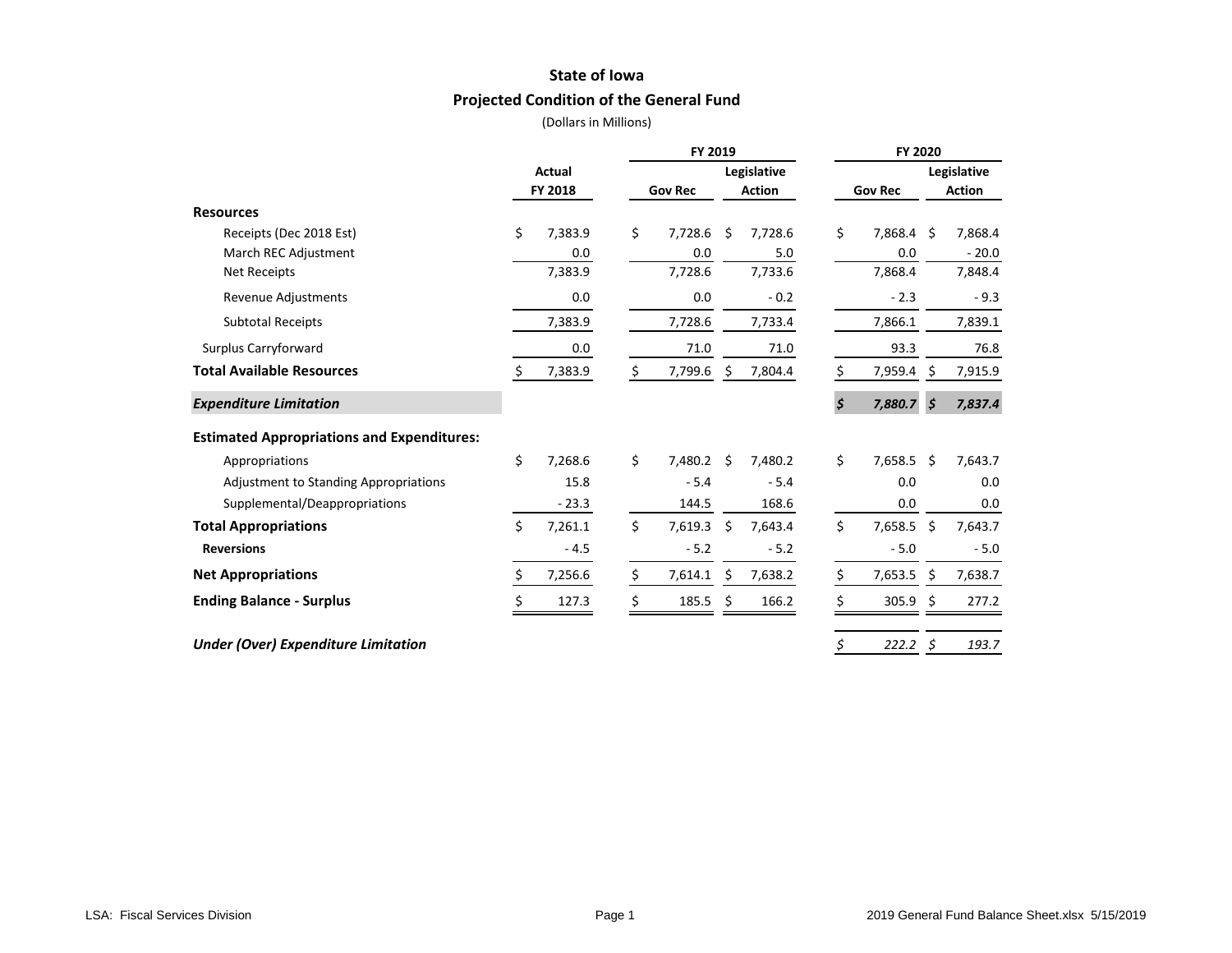# State of Iowa

## Projected Condition of the General Fund

(Dollars in Millions)

| | Actual FY 2018 | FY 2019 Gov Rec | FY 2019 Legislative Action | FY 2020 Gov Rec | FY 2020 Legislative Action |
|---|---|---|---|---|---|
| **Resources** | | | | | |
| Receipts (Dec 2018 Est) | $ 7,383.9 | $ 7,728.6 | $ 7,728.6 | $ 7,868.4 | $ 7,868.4 |
| March REC Adjustment | 0.0 | 0.0 | 5.0 | 0.0 | - 20.0 |
| Net Receipts | 7,383.9 | 7,728.6 | 7,733.6 | 7,868.4 | 7,848.4 |
| Revenue Adjustments | 0.0 | 0.0 | - 0.2 | - 2.3 | - 9.3 |
| Subtotal Receipts | 7,383.9 | 7,728.6 | 7,733.4 | 7,866.1 | 7,839.1 |
| Surplus Carryforward | 0.0 | 71.0 | 71.0 | 93.3 | 76.8 |
| **Total Available Resources** | $ 7,383.9 | $ 7,799.6 | $ 7,804.4 | $ 7,959.4 | $ 7,915.9 |
| ***Expenditure Limitation*** | | | | ***$ 7,880.7*** | ***$ 7,837.4*** |
| **Estimated Appropriations and Expenditures:** | | | | | |
| Appropriations | $ 7,268.6 | $ 7,480.2 | $ 7,480.2 | $ 7,658.5 | $ 7,643.7 |
| Adjustment to Standing Appropriations | 15.8 | - 5.4 | - 5.4 | 0.0 | 0.0 |
| Supplemental/Deappropriations | - 23.3 | 144.5 | 168.6 | 0.0 | 0.0 |
| **Total Appropriations** | $ 7,261.1 | $ 7,619.3 | $ 7,643.4 | $ 7,658.5 | $ 7,643.7 |
| **Reversions** | - 4.5 | - 5.2 | - 5.2 | - 5.0 | - 5.0 |
| **Net Appropriations** | $ 7,256.6 | $ 7,614.1 | $ 7,638.2 | $ 7,653.5 | $ 7,638.7 |
| **Ending Balance - Surplus** | $ 127.3 | $ 185.5 | $ 166.2 | $ 305.9 | $ 277.2 |
| ***Under (Over) Expenditure Limitation*** | | | | *$ 222.2* | *$ 193.7* |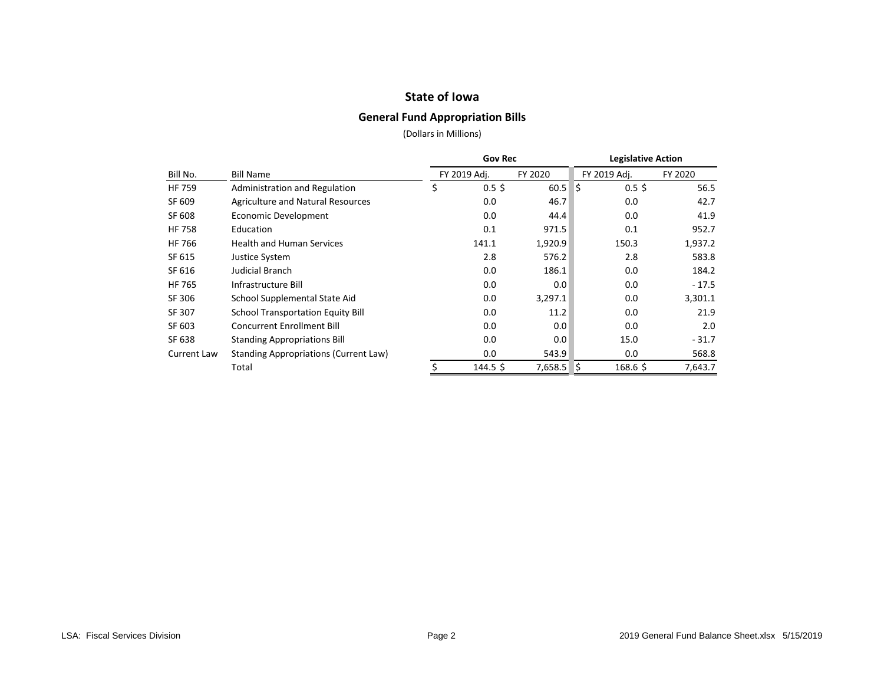# State of Iowa

## General Fund Appropriation Bills

(Dollars in Millions)

| | | Gov Rec | | Legislative Action | |
|---|---|---|---|---|---|
| Bill No. | Bill Name | FY 2019 Adj. | FY 2020 | FY 2019 Adj. | FY 2020 |
| HF 759 | Administration and Regulation | $ 0.5 | $ 60.5 | $ 0.5 | $ 56.5 |
| SF 609 | Agriculture and Natural Resources | 0.0 | 46.7 | 0.0 | 42.7 |
| SF 608 | Economic Development | 0.0 | 44.4 | 0.0 | 41.9 |
| HF 758 | Education | 0.1 | 971.5 | 0.1 | 952.7 |
| HF 766 | Health and Human Services | 141.1 | 1,920.9 | 150.3 | 1,937.2 |
| SF 615 | Justice System | 2.8 | 576.2 | 2.8 | 583.8 |
| SF 616 | Judicial Branch | 0.0 | 186.1 | 0.0 | 184.2 |
| HF 765 | Infrastructure Bill | 0.0 | 0.0 | 0.0 | - 17.5 |
| SF 306 | School Supplemental State Aid | 0.0 | 3,297.1 | 0.0 | 3,301.1 |
| SF 307 | School Transportation Equity Bill | 0.0 | 11.2 | 0.0 | 21.9 |
| SF 603 | Concurrent Enrollment Bill | 0.0 | 0.0 | 0.0 | 2.0 |
| SF 638 | Standing Appropriations Bill | 0.0 | 0.0 | 15.0 | - 31.7 |
| Current Law | Standing Appropriations (Current Law) | 0.0 | 543.9 | 0.0 | 568.8 |
| | Total | $ 144.5 | $ 7,658.5 | $ 168.6 | $ 7,643.7 |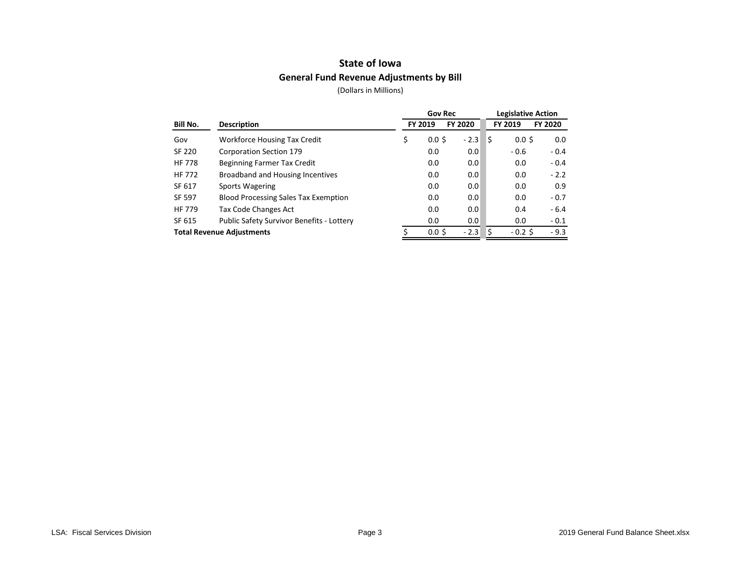# State of Iowa

## General Fund Revenue Adjustments by Bill

(Dollars in Millions)

| | | Gov Rec | | Legislative Action | |
|---|---|---|---|---|---|
| **Bill No.** | **Description** | **FY 2019** | **FY 2020** | **FY 2019** | **FY 2020** |
| Gov | Workforce Housing Tax Credit | $ 0.0 | $ - 2.3 | $ 0.0 | $ 0.0 |
| SF 220 | Corporation Section 179 | 0.0 | 0.0 | - 0.6 | - 0.4 |
| HF 778 | Beginning Farmer Tax Credit | 0.0 | 0.0 | 0.0 | - 0.4 |
| HF 772 | Broadband and Housing Incentives | 0.0 | 0.0 | 0.0 | - 2.2 |
| SF 617 | Sports Wagering | 0.0 | 0.0 | 0.0 | 0.9 |
| SF 597 | Blood Processing Sales Tax Exemption | 0.0 | 0.0 | 0.0 | - 0.7 |
| HF 779 | Tax Code Changes Act | 0.0 | 0.0 | 0.4 | - 6.4 |
| SF 615 | Public Safety Survivor Benefits - Lottery | 0.0 | 0.0 | 0.0 | - 0.1 |
| **Total Revenue Adjustments** | | $ 0.0 | $ - 2.3 | $ - 0.2 | $ - 9.3 |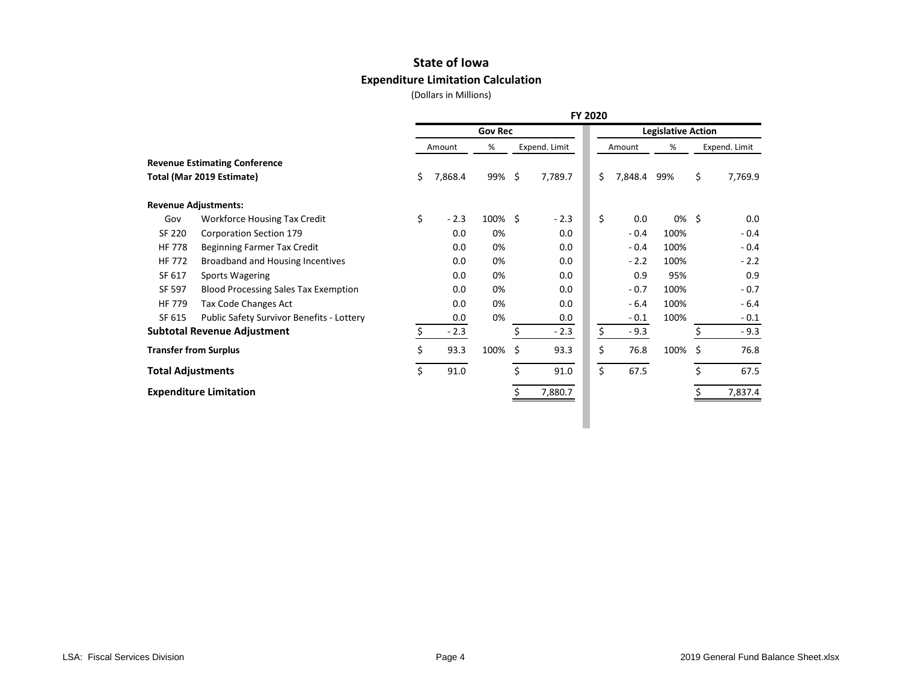# State of Iowa

## Expenditure Limitation Calculation

(Dollars in Millions)

| | | FY 2020 | | | | | |
|---|---|---|---|---|---|---|---|
| | | Gov Rec | | | Legislative Action | | |
| | | Amount | % | Expend. Limit | Amount | % | Expend. Limit |
| **Revenue Estimating Conference** | | | | | | | |
| **Total (Mar 2019 Estimate)** | | $ 7,868.4 | 99% | $ 7,789.7 | $ 7,848.4 | 99% | $ 7,769.9 |
| **Revenue Adjustments:** | | | | | | | |
| Gov | Workforce Housing Tax Credit | $ - 2.3 | 100% | $ - 2.3 | $ 0.0 | 0% | $ 0.0 |
| SF 220 | Corporation Section 179 | 0.0 | 0% | 0.0 | - 0.4 | 100% | - 0.4 |
| HF 778 | Beginning Farmer Tax Credit | 0.0 | 0% | 0.0 | - 0.4 | 100% | - 0.4 |
| HF 772 | Broadband and Housing Incentives | 0.0 | 0% | 0.0 | - 2.2 | 100% | - 2.2 |
| SF 617 | Sports Wagering | 0.0 | 0% | 0.0 | 0.9 | 95% | 0.9 |
| SF 597 | Blood Processing Sales Tax Exemption | 0.0 | 0% | 0.0 | - 0.7 | 100% | - 0.7 |
| HF 779 | Tax Code Changes Act | 0.0 | 0% | 0.0 | - 6.4 | 100% | - 6.4 |
| SF 615 | Public Safety Survivor Benefits - Lottery | 0.0 | 0% | 0.0 | - 0.1 | 100% | - 0.1 |
| **Subtotal Revenue Adjustment** | | $ - 2.3 | | $ - 2.3 | $ - 9.3 | | $ - 9.3 |
| **Transfer from Surplus** | | $ 93.3 | 100% | $ 93.3 | $ 76.8 | 100% | $ 76.8 |
| **Total Adjustments** | | $ 91.0 | | $ 91.0 | $ 67.5 | | $ 67.5 |
| **Expenditure Limitation** | | | | $ 7,880.7 | | | $ 7,837.4 |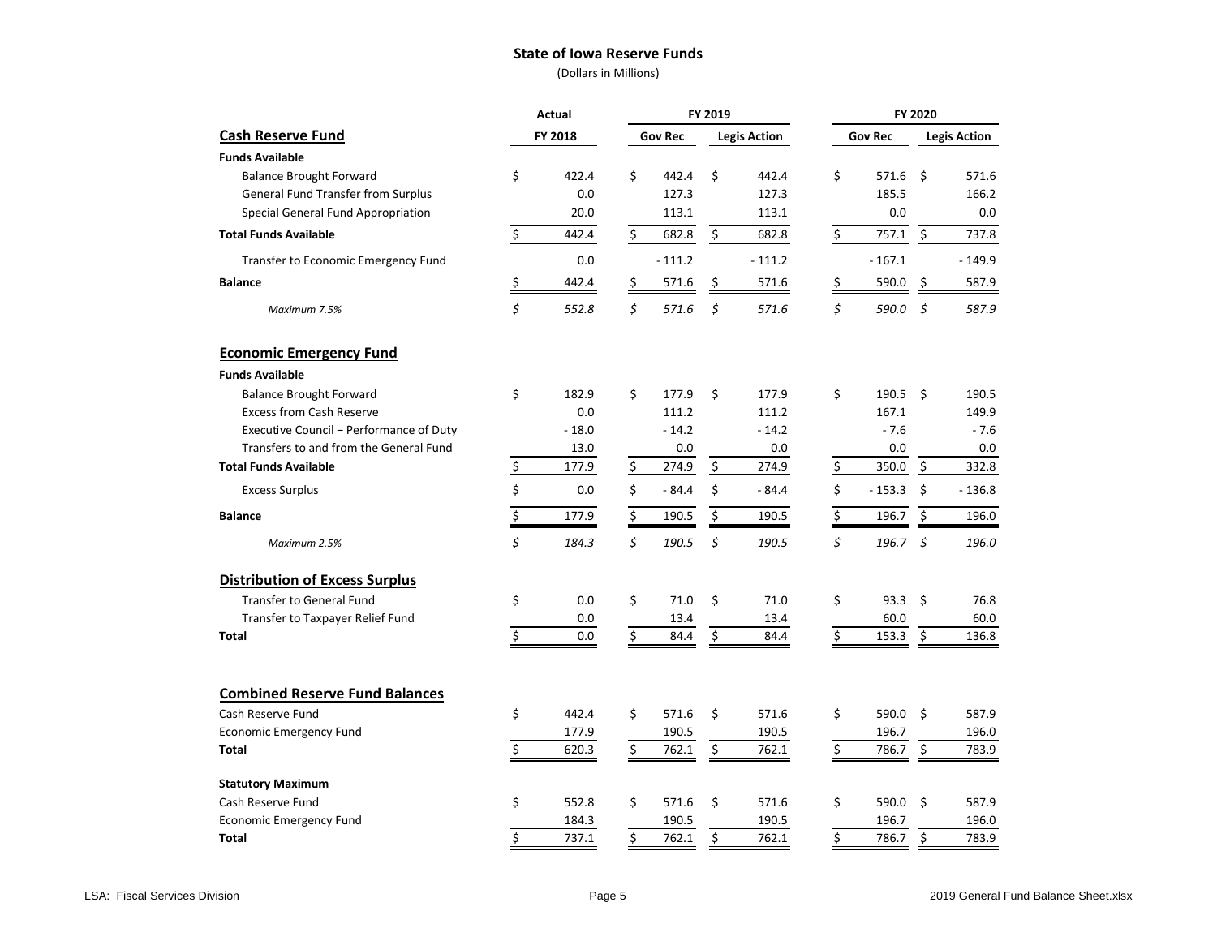# State of Iowa Reserve Funds

(Dollars in Millions)

| | Actual | FY 2019 | | FY 2020 | |
|---|---|---|---|---|---|
| **Cash Reserve Fund** | **FY 2018** | **Gov Rec** | **Legis Action** | **Gov Rec** | **Legis Action** |
| **Funds Available** | | | | | |
| Balance Brought Forward | $ 422.4 | $ 442.4 | $ 442.4 | $ 571.6 | $ 571.6 |
| General Fund Transfer from Surplus | 0.0 | 127.3 | 127.3 | 185.5 | 166.2 |
| Special General Fund Appropriation | 20.0 | 113.1 | 113.1 | 0.0 | 0.0 |
| **Total Funds Available** | $ 442.4 | $ 682.8 | $ 682.8 | $ 757.1 | $ 737.8 |
| Transfer to Economic Emergency Fund | 0.0 | - 111.2 | - 111.2 | - 167.1 | - 149.9 |
| **Balance** | $ 442.4 | $ 571.6 | $ 571.6 | $ 590.0 | $ 587.9 |
| *Maximum 7.5%* | *$ 552.8* | *$ 571.6* | *$ 571.6* | *$ 590.0* | *$ 587.9* |
| | | | | | |
| **Economic Emergency Fund** | | | | | |
| **Funds Available** | | | | | |
| Balance Brought Forward | $ 182.9 | $ 177.9 | $ 177.9 | $ 190.5 | $ 190.5 |
| Excess from Cash Reserve | 0.0 | 111.2 | 111.2 | 167.1 | 149.9 |
| Executive Council – Performance of Duty | - 18.0 | - 14.2 | - 14.2 | - 7.6 | - 7.6 |
| Transfers to and from the General Fund | 13.0 | 0.0 | 0.0 | 0.0 | 0.0 |
| **Total Funds Available** | $ 177.9 | $ 274.9 | $ 274.9 | $ 350.0 | $ 332.8 |
| Excess Surplus | $ 0.0 | $ - 84.4 | $ - 84.4 | $ - 153.3 | $ - 136.8 |
| **Balance** | $ 177.9 | $ 190.5 | $ 190.5 | $ 196.7 | $ 196.0 |
| *Maximum 2.5%* | *$ 184.3* | *$ 190.5* | *$ 190.5* | *$ 196.7* | *$ 196.0* |
| | | | | | |
| **Distribution of Excess Surplus** | | | | | |
| Transfer to General Fund | $ 0.0 | $ 71.0 | $ 71.0 | $ 93.3 | $ 76.8 |
| Transfer to Taxpayer Relief Fund | 0.0 | 13.4 | 13.4 | 60.0 | 60.0 |
| **Total** | $ 0.0 | $ 84.4 | $ 84.4 | $ 153.3 | $ 136.8 |
| | | | | | |
| **Combined Reserve Fund Balances** | | | | | |
| Cash Reserve Fund | $ 442.4 | $ 571.6 | $ 571.6 | $ 590.0 | $ 587.9 |
| Economic Emergency Fund | 177.9 | 190.5 | 190.5 | 196.7 | 196.0 |
| **Total** | $ 620.3 | $ 762.1 | $ 762.1 | $ 786.7 | $ 783.9 |
| | | | | | |
| **Statutory Maximum** | | | | | |
| Cash Reserve Fund | $ 552.8 | $ 571.6 | $ 571.6 | $ 590.0 | $ 587.9 |
| Economic Emergency Fund | 184.3 | 190.5 | 190.5 | 196.7 | 196.0 |
| **Total** | $ 737.1 | $ 762.1 | $ 762.1 | $ 786.7 | $ 783.9 |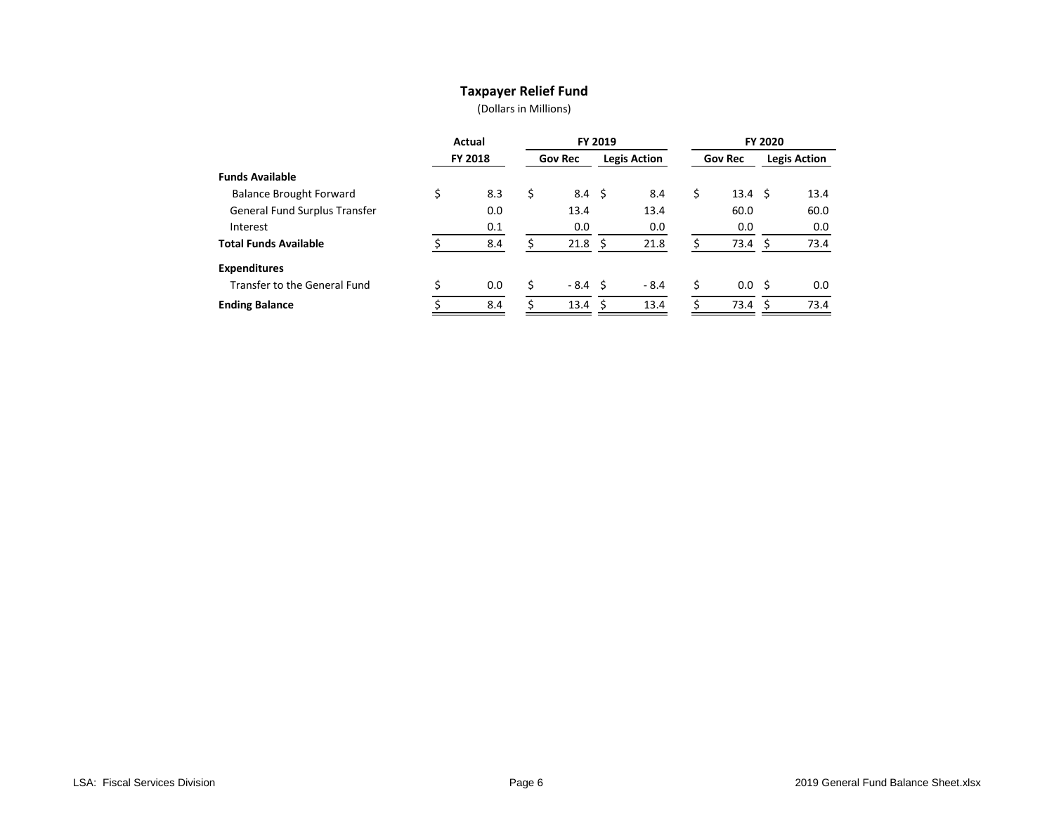# Taxpayer Relief Fund

(Dollars in Millions)

| | Actual | FY 2019 | | FY 2020 | |
|---|---|---|---|---|---|
| | FY 2018 | Gov Rec | Legis Action | Gov Rec | Legis Action |
| **Funds Available** | | | | | |
| Balance Brought Forward | $ 8.3 | $ 8.4 | $ 8.4 | $ 13.4 | $ 13.4 |
| General Fund Surplus Transfer | 0.0 | 13.4 | 13.4 | 60.0 | 60.0 |
| Interest | 0.1 | 0.0 | 0.0 | 0.0 | 0.0 |
| **Total Funds Available** | $ 8.4 | $ 21.8 | $ 21.8 | $ 73.4 | $ 73.4 |
| **Expenditures** | | | | | |
| Transfer to the General Fund | $ 0.0 | $ - 8.4 | $ - 8.4 | $ 0.0 | $ 0.0 |
| **Ending Balance** | $ 8.4 | $ 13.4 | $ 13.4 | $ 73.4 | $ 73.4 |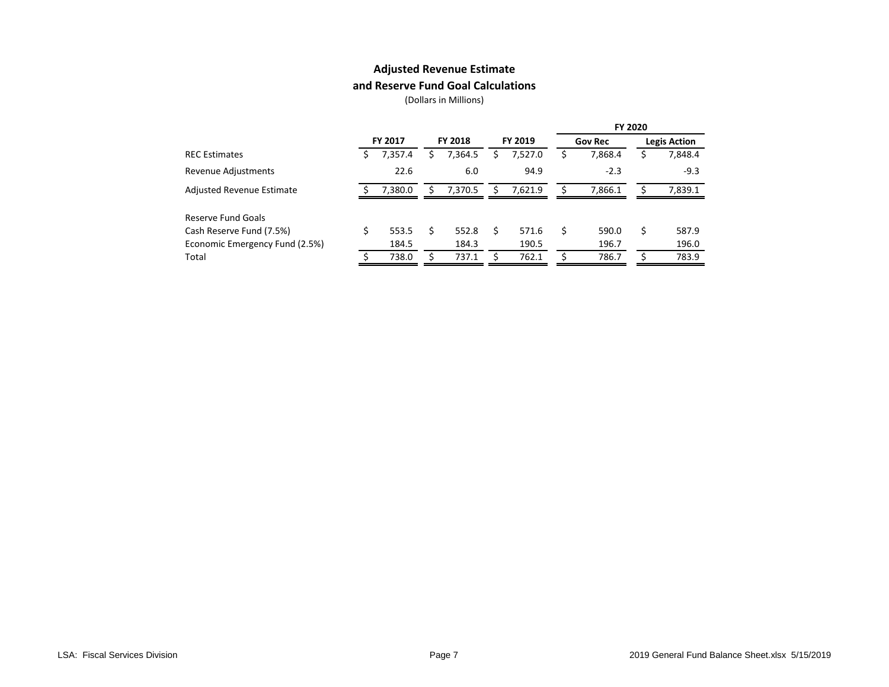# Adjusted Revenue Estimate
# and Reserve Fund Goal Calculations

(Dollars in Millions)

| | FY 2017 | FY 2018 | FY 2019 | FY 2020 | |
|---|---|---|---|---|---|
| | | | | Gov Rec | Legis Action |
| REC Estimates | $ 7,357.4 | $ 7,364.5 | $ 7,527.0 | $ 7,868.4 | $ 7,848.4 |
| Revenue Adjustments | 22.6 | 6.0 | 94.9 | -2.3 | -9.3 |
| Adjusted Revenue Estimate | $ 7,380.0 | $ 7,370.5 | $ 7,621.9 | $ 7,866.1 | $ 7,839.1 |
| | | | | | |
| Reserve Fund Goals | | | | | |
| Cash Reserve Fund (7.5%) | $ 553.5 | $ 552.8 | $ 571.6 | $ 590.0 | $ 587.9 |
| Economic Emergency Fund (2.5%) | 184.5 | 184.3 | 190.5 | 196.7 | 196.0 |
| Total | $ 738.0 | $ 737.1 | $ 762.1 | $ 786.7 | $ 783.9 |

LSA: Fiscal Services Division

2019 General Fund Balance Sheet.xlsx 5/15/2019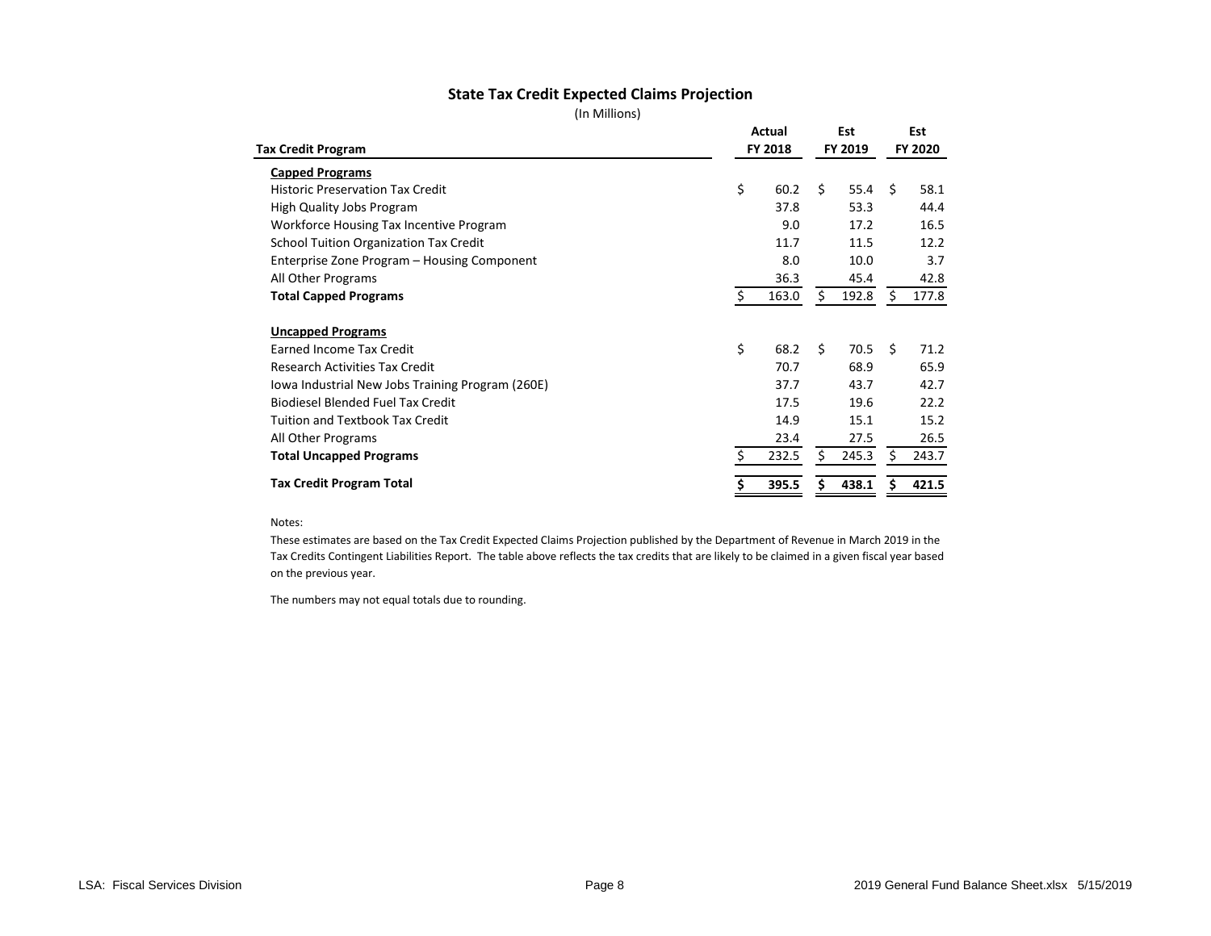## State Tax Credit Expected Claims Projection

(In Millions)

| Tax Credit Program | Actual FY 2018 | Est FY 2019 | Est FY 2020 |
|---|---|---|---|
| **Capped Programs** | | | |
| Historic Preservation Tax Credit | $ 60.2 | $ 55.4 | $ 58.1 |
| High Quality Jobs Program | 37.8 | 53.3 | 44.4 |
| Workforce Housing Tax Incentive Program | 9.0 | 17.2 | 16.5 |
| School Tuition Organization Tax Credit | 11.7 | 11.5 | 12.2 |
| Enterprise Zone Program – Housing Component | 8.0 | 10.0 | 3.7 |
| All Other Programs | 36.3 | 45.4 | 42.8 |
| **Total Capped Programs** | $ 163.0 | $ 192.8 | $ 177.8 |
| **Uncapped Programs** | | | |
| Earned Income Tax Credit | $ 68.2 | $ 70.5 | $ 71.2 |
| Research Activities Tax Credit | 70.7 | 68.9 | 65.9 |
| Iowa Industrial New Jobs Training Program (260E) | 37.7 | 43.7 | 42.7 |
| Biodiesel Blended Fuel Tax Credit | 17.5 | 19.6 | 22.2 |
| Tuition and Textbook Tax Credit | 14.9 | 15.1 | 15.2 |
| All Other Programs | 23.4 | 27.5 | 26.5 |
| **Total Uncapped Programs** | $ 232.5 | $ 245.3 | $ 243.7 |
| **Tax Credit Program Total** | **$ 395.5** | **$ 438.1** | **$ 421.5** |

Notes:

These estimates are based on the Tax Credit Expected Claims Projection published by the Department of Revenue in March 2019 in the Tax Credits Contingent Liabilities Report. The table above reflects the tax credits that are likely to be claimed in a given fiscal year based on the previous year.

The numbers may not equal totals due to rounding.